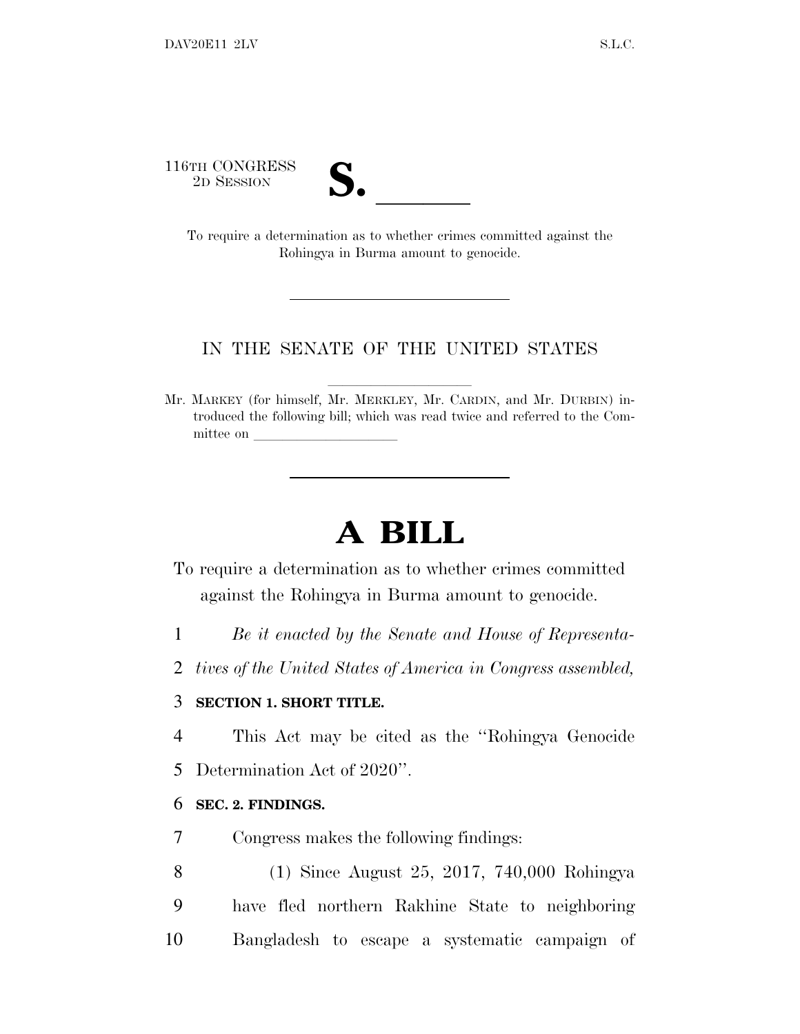116TH CONGRESS
2D SESSION

**S. \_\_\_\_\_\_**

To require a determination as to whether crimes committed against the Rohingya in Burma amount to genocide.

IN THE SENATE OF THE UNITED STATES

Mr. MARKEY (for himself, Mr. MERKLEY, Mr. CARDIN, and Mr. DURBIN) introduced the following bill; which was read twice and referred to the Committee on \_\_\_\_\_\_\_\_\_\_\_\_\_\_\_\_\_\_\_\_

# A BILL

To require a determination as to whether crimes committed against the Rohingya in Burma amount to genocide.

1 *Be it enacted by the Senate and House of Representa-*
2 *tives of the United States of America in Congress assembled,*

3 **SECTION 1. SHORT TITLE.**

4 This Act may be cited as the ''Rohingya Genocide
5 Determination Act of 2020''.

6 **SEC. 2. FINDINGS.**

7 Congress makes the following findings:

8 (1) Since August 25, 2017, 740,000 Rohingya
9 have fled northern Rakhine State to neighboring
10 Bangladesh to escape a systematic campaign of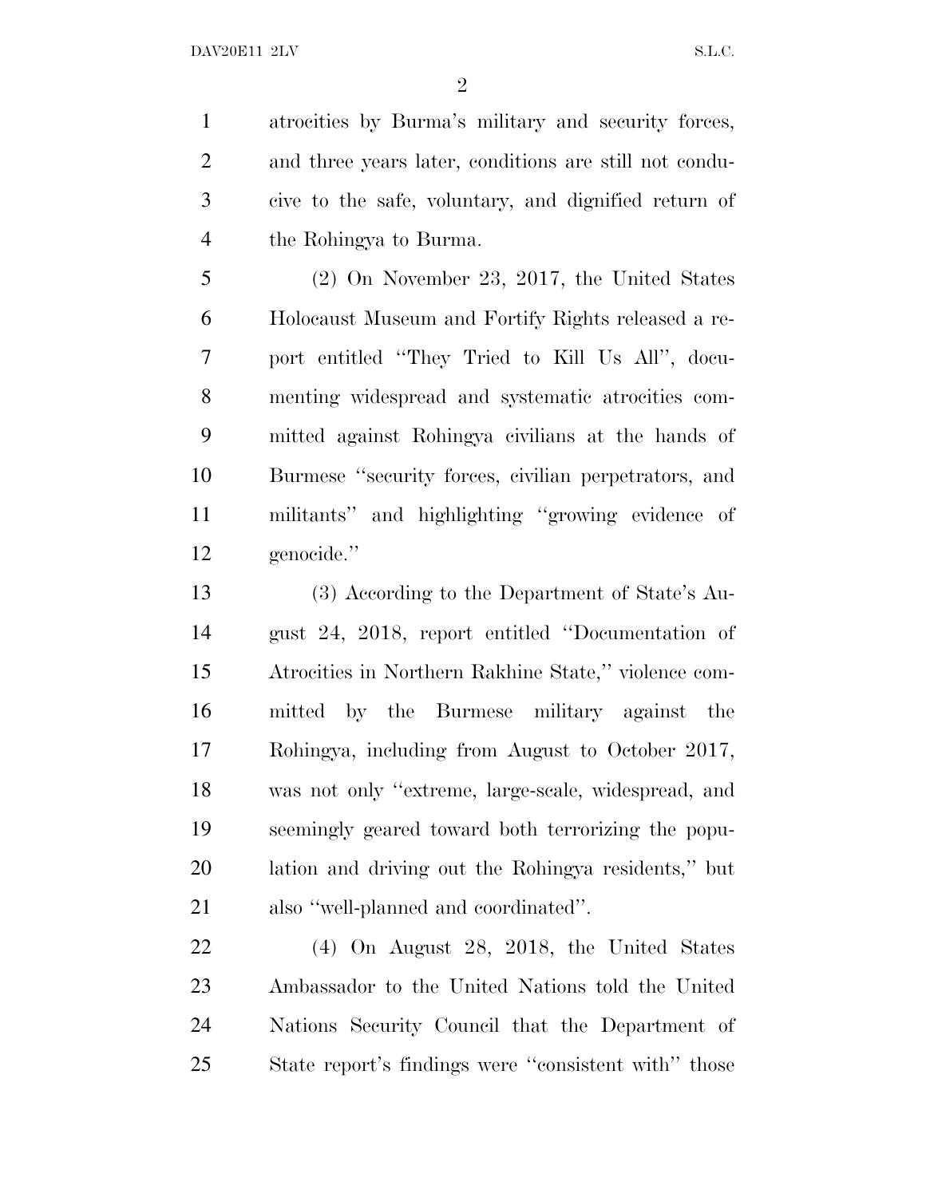atrocities by Burma's military and security forces, and three years later, conditions are still not conducive to the safe, voluntary, and dignified return of the Rohingya to Burma.

(2) On November 23, 2017, the United States Holocaust Museum and Fortify Rights released a report entitled "They Tried to Kill Us All", documenting widespread and systematic atrocities committed against Rohingya civilians at the hands of Burmese "security forces, civilian perpetrators, and militants" and highlighting "growing evidence of genocide."

(3) According to the Department of State's August 24, 2018, report entitled "Documentation of Atrocities in Northern Rakhine State," violence committed by the Burmese military against the Rohingya, including from August to October 2017, was not only "extreme, large-scale, widespread, and seemingly geared toward both terrorizing the population and driving out the Rohingya residents," but also "well-planned and coordinated".

(4) On August 28, 2018, the United States Ambassador to the United Nations told the United Nations Security Council that the Department of State report's findings were "consistent with" those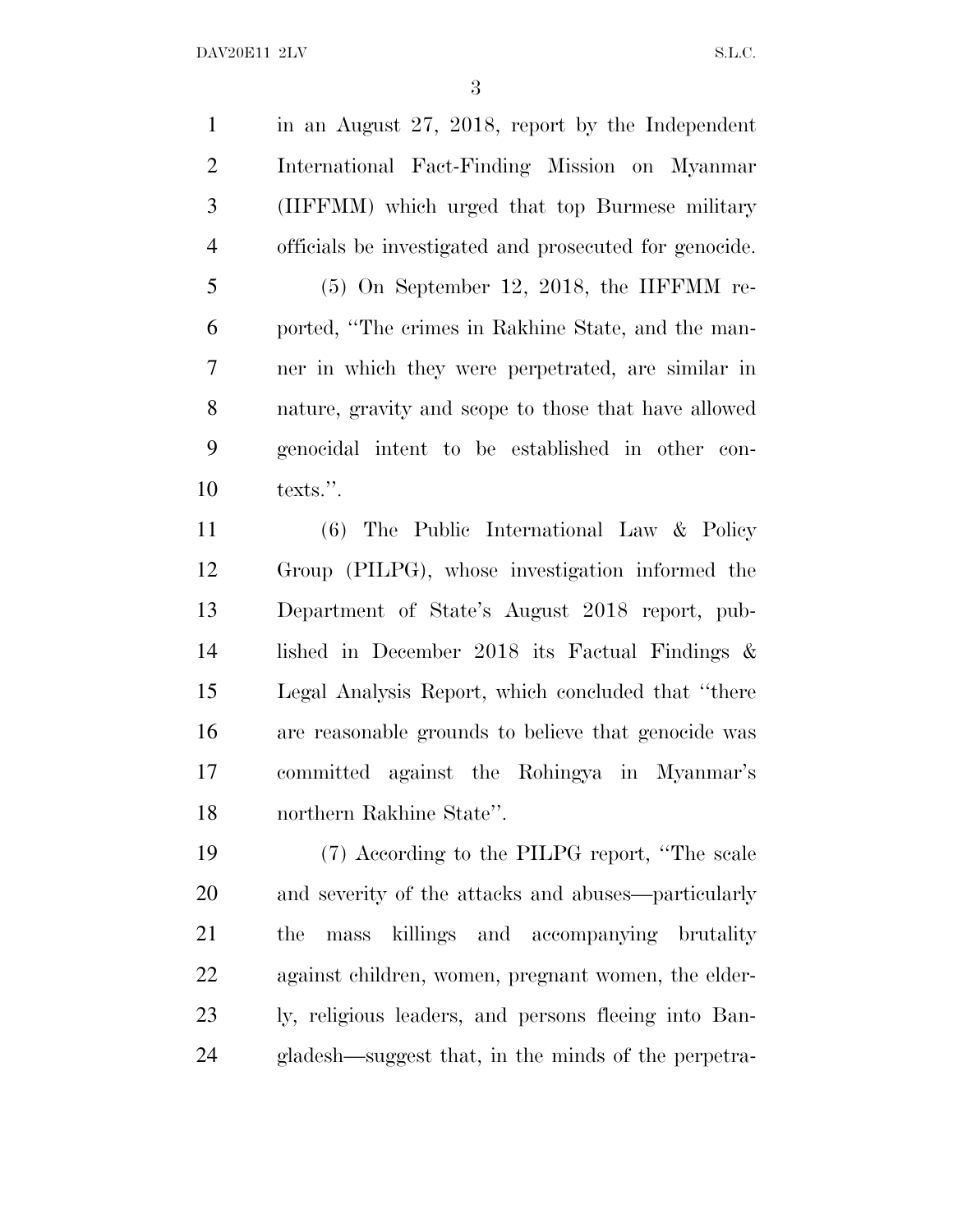in an August 27, 2018, report by the Independent International Fact-Finding Mission on Myanmar (IIFFMM) which urged that top Burmese military officials be investigated and prosecuted for genocide.

(5) On September 12, 2018, the IIFFMM reported, ''The crimes in Rakhine State, and the manner in which they were perpetrated, are similar in nature, gravity and scope to those that have allowed genocidal intent to be established in other contexts.''.

(6) The Public International Law & Policy Group (PILPG), whose investigation informed the Department of State's August 2018 report, published in December 2018 its Factual Findings & Legal Analysis Report, which concluded that ''there are reasonable grounds to believe that genocide was committed against the Rohingya in Myanmar's northern Rakhine State''.

(7) According to the PILPG report, ''The scale and severity of the attacks and abuses—particularly the mass killings and accompanying brutality against children, women, pregnant women, the elderly, religious leaders, and persons fleeing into Bangladesh—suggest that, in the minds of the perpetra-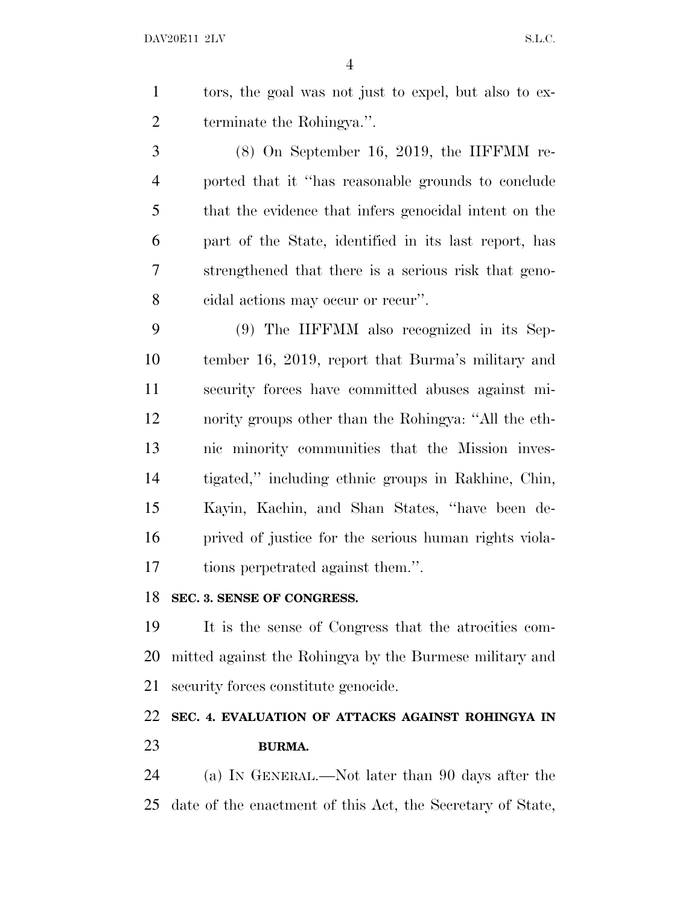tors, the goal was not just to expel, but also to exterminate the Rohingya.''.

(8) On September 16, 2019, the IIFFMM reported that it ''has reasonable grounds to conclude that the evidence that infers genocidal intent on the part of the State, identified in its last report, has strengthened that there is a serious risk that genocidal actions may occur or recur''.

(9) The IIFFMM also recognized in its September 16, 2019, report that Burma's military and security forces have committed abuses against minority groups other than the Rohingya: ''All the ethnic minority communities that the Mission investigated,'' including ethnic groups in Rakhine, Chin, Kayin, Kachin, and Shan States, ''have been deprived of justice for the serious human rights violations perpetrated against them.''.

**SEC. 3. SENSE OF CONGRESS.**

It is the sense of Congress that the atrocities committed against the Rohingya by the Burmese military and security forces constitute genocide.

**SEC. 4. EVALUATION OF ATTACKS AGAINST ROHINGYA IN BURMA.**

(a) IN GENERAL.—Not later than 90 days after the date of the enactment of this Act, the Secretary of State,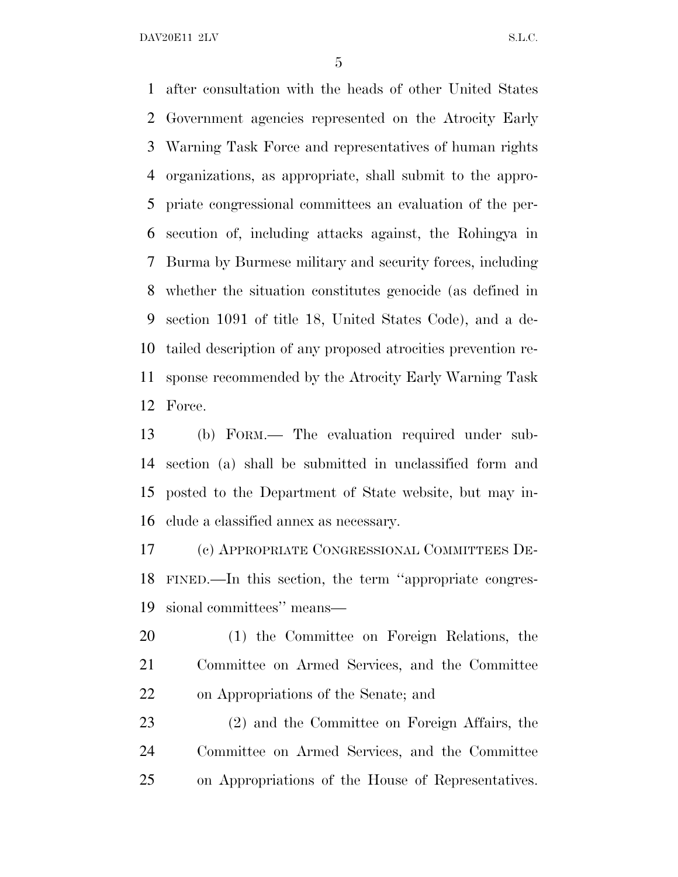after consultation with the heads of other United States Government agencies represented on the Atrocity Early Warning Task Force and representatives of human rights organizations, as appropriate, shall submit to the appropriate congressional committees an evaluation of the persecution of, including attacks against, the Rohingya in Burma by Burmese military and security forces, including whether the situation constitutes genocide (as defined in section 1091 of title 18, United States Code), and a detailed description of any proposed atrocities prevention response recommended by the Atrocity Early Warning Task Force.

(b) FORM.— The evaluation required under subsection (a) shall be submitted in unclassified form and posted to the Department of State website, but may include a classified annex as necessary.

(c) APPROPRIATE CONGRESSIONAL COMMITTEES DEFINED.—In this section, the term ''appropriate congressional committees'' means—

(1) the Committee on Foreign Relations, the Committee on Armed Services, and the Committee on Appropriations of the Senate; and

(2) and the Committee on Foreign Affairs, the Committee on Armed Services, and the Committee on Appropriations of the House of Representatives.